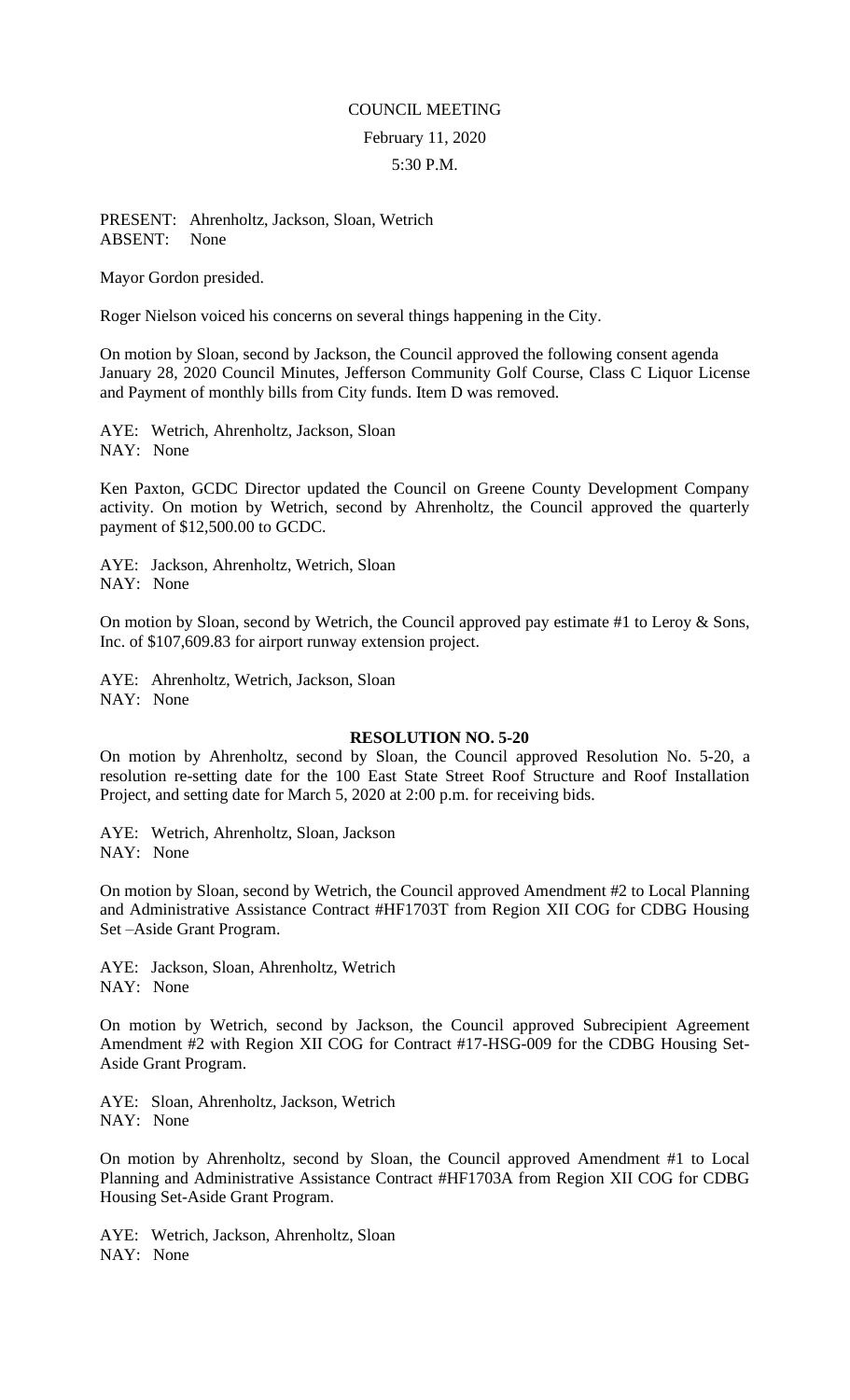COUNCIL MEETING

February 11, 2020

5:30 P.M.

PRESENT: Ahrenholtz, Jackson, Sloan, Wetrich
ABSENT: None

Mayor Gordon presided.

Roger Nielson voiced his concerns on several things happening in the City.

On motion by Sloan, second by Jackson, the Council approved the following consent agenda January 28, 2020 Council Minutes, Jefferson Community Golf Course, Class C Liquor License and Payment of monthly bills from City funds. Item D was removed.

AYE: Wetrich, Ahrenholtz, Jackson, Sloan
NAY: None

Ken Paxton, GCDC Director updated the Council on Greene County Development Company activity. On motion by Wetrich, second by Ahrenholtz, the Council approved the quarterly payment of $12,500.00 to GCDC.

AYE: Jackson, Ahrenholtz, Wetrich, Sloan
NAY: None

On motion by Sloan, second by Wetrich, the Council approved pay estimate #1 to Leroy & Sons, Inc. of $107,609.83 for airport runway extension project.

AYE: Ahrenholtz, Wetrich, Jackson, Sloan
NAY: None

**RESOLUTION NO. 5-20**

On motion by Ahrenholtz, second by Sloan, the Council approved Resolution No. 5-20, a resolution re-setting date for the 100 East State Street Roof Structure and Roof Installation Project, and setting date for March 5, 2020 at 2:00 p.m. for receiving bids.

AYE: Wetrich, Ahrenholtz, Sloan, Jackson
NAY: None

On motion by Sloan, second by Wetrich, the Council approved Amendment #2 to Local Planning and Administrative Assistance Contract #HF1703T from Region XII COG for CDBG Housing Set –Aside Grant Program.

AYE: Jackson, Sloan, Ahrenholtz, Wetrich
NAY: None

On motion by Wetrich, second by Jackson, the Council approved Subrecipient Agreement Amendment #2 with Region XII COG for Contract #17-HSG-009 for the CDBG Housing Set-Aside Grant Program.

AYE: Sloan, Ahrenholtz, Jackson, Wetrich
NAY: None

On motion by Ahrenholtz, second by Sloan, the Council approved Amendment #1 to Local Planning and Administrative Assistance Contract #HF1703A from Region XII COG for CDBG Housing Set-Aside Grant Program.

AYE: Wetrich, Jackson, Ahrenholtz, Sloan
NAY: None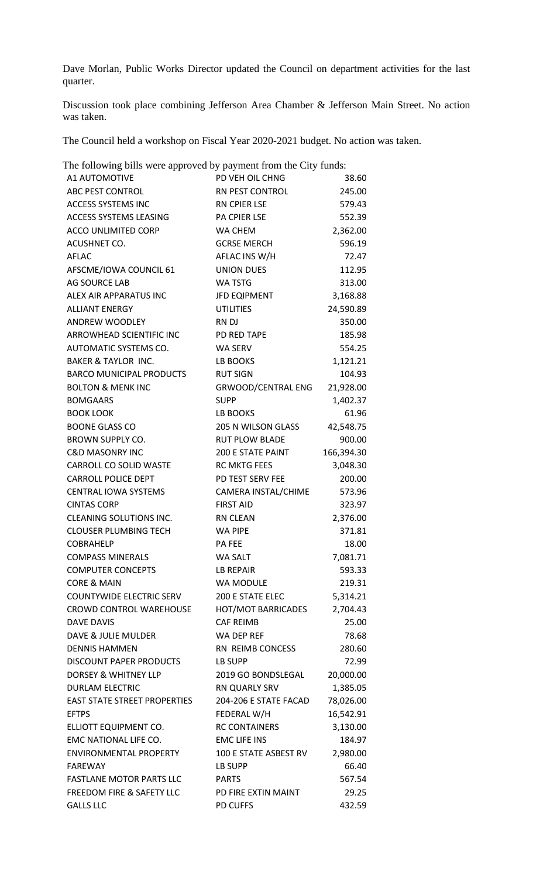Dave Morlan, Public Works Director updated the Council on department activities for the last quarter.

Discussion took place combining Jefferson Area Chamber & Jefferson Main Street. No action was taken.

The Council held a workshop on Fiscal Year 2020-2021 budget. No action was taken.

The following bills were approved by payment from the City funds:

| | | |
|---|---|---|
| A1 AUTOMOTIVE | PD VEH OIL CHNG | 38.60 |
| ABC PEST CONTROL | RN PEST CONTROL | 245.00 |
| ACCESS SYSTEMS INC | RN CPIER LSE | 579.43 |
| ACCESS SYSTEMS LEASING | PA CPIER LSE | 552.39 |
| ACCO UNLIMITED CORP | WA CHEM | 2,362.00 |
| ACUSHNET CO. | GCRSE MERCH | 596.19 |
| AFLAC | AFLAC INS W/H | 72.47 |
| AFSCME/IOWA COUNCIL 61 | UNION DUES | 112.95 |
| AG SOURCE LAB | WA TSTG | 313.00 |
| ALEX AIR APPARATUS INC | JFD EQIPMENT | 3,168.88 |
| ALLIANT ENERGY | UTILITIES | 24,590.89 |
| ANDREW WOODLEY | RN DJ | 350.00 |
| ARROWHEAD SCIENTIFIC INC | PD RED TAPE | 185.98 |
| AUTOMATIC SYSTEMS CO. | WA SERV | 554.25 |
| BAKER & TAYLOR INC. | LB BOOKS | 1,121.21 |
| BARCO MUNICIPAL PRODUCTS | RUT SIGN | 104.93 |
| BOLTON & MENK INC | GRWOOD/CENTRAL ENG | 21,928.00 |
| BOMGAARS | SUPP | 1,402.37 |
| BOOK LOOK | LB BOOKS | 61.96 |
| BOONE GLASS CO | 205 N WILSON GLASS | 42,548.75 |
| BROWN SUPPLY CO. | RUT PLOW BLADE | 900.00 |
| C&D MASONRY INC | 200 E STATE PAINT | 166,394.30 |
| CARROLL CO SOLID WASTE | RC MKTG FEES | 3,048.30 |
| CARROLL POLICE DEPT | PD TEST SERV FEE | 200.00 |
| CENTRAL IOWA SYSTEMS | CAMERA INSTAL/CHIME | 573.96 |
| CINTAS CORP | FIRST AID | 323.97 |
| CLEANING SOLUTIONS INC. | RN CLEAN | 2,376.00 |
| CLOUSER PLUMBING TECH | WA PIPE | 371.81 |
| COBRAHELP | PA FEE | 18.00 |
| COMPASS MINERALS | WA SALT | 7,081.71 |
| COMPUTER CONCEPTS | LB REPAIR | 593.33 |
| CORE & MAIN | WA MODULE | 219.31 |
| COUNTYWIDE ELECTRIC SERV | 200 E STATE ELEC | 5,314.21 |
| CROWD CONTROL WAREHOUSE | HOT/MOT BARRICADES | 2,704.43 |
| DAVE DAVIS | CAF REIMB | 25.00 |
| DAVE & JULIE MULDER | WA DEP REF | 78.68 |
| DENNIS HAMMEN | RN REIMB CONCESS | 280.60 |
| DISCOUNT PAPER PRODUCTS | LB SUPP | 72.99 |
| DORSEY & WHITNEY LLP | 2019 GO BONDSLEGAL | 20,000.00 |
| DURLAM ELECTRIC | RN QUARLY SRV | 1,385.05 |
| EAST STATE STREET PROPERTIES | 204-206 E STATE FACAD | 78,026.00 |
| EFTPS | FEDERAL W/H | 16,542.91 |
| ELLIOTT EQUIPMENT CO. | RC CONTAINERS | 3,130.00 |
| EMC NATIONAL LIFE CO. | EMC LIFE INS | 184.97 |
| ENVIRONMENTAL PROPERTY | 100 E STATE ASBEST RV | 2,980.00 |
| FAREWAY | LB SUPP | 66.40 |
| FASTLANE MOTOR PARTS LLC | PARTS | 567.54 |
| FREEDOM FIRE & SAFETY LLC | PD FIRE EXTIN MAINT | 29.25 |
| GALLS LLC | PD CUFFS | 432.59 |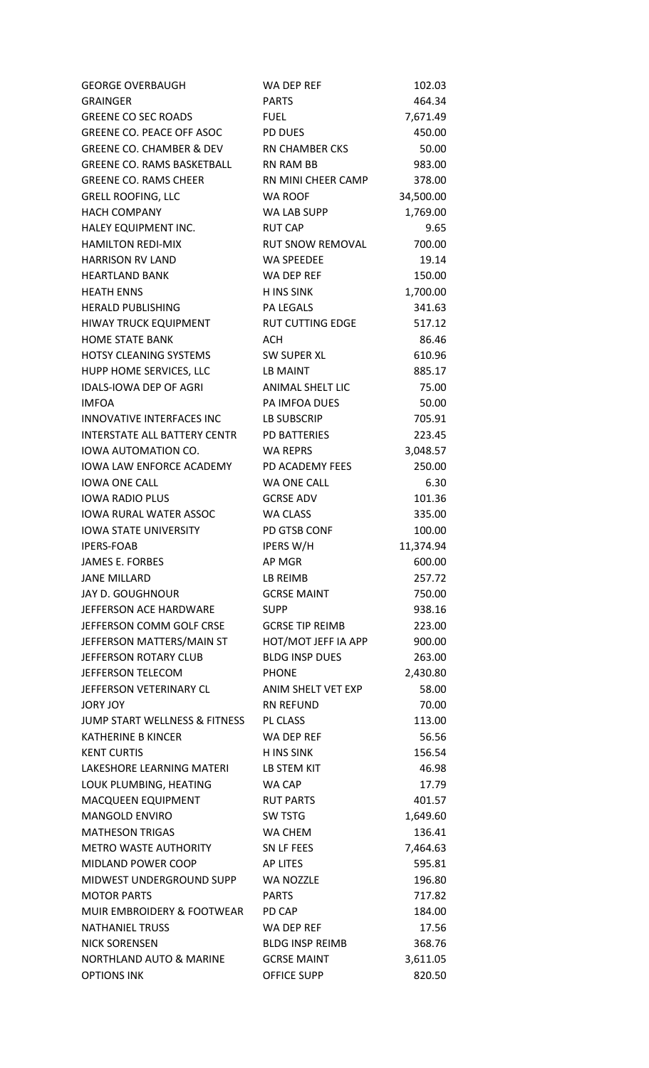| | | |
|---|---|---|
| GEORGE OVERBAUGH | WA DEP REF | 102.03 |
| GRAINGER | PARTS | 464.34 |
| GREENE CO SEC ROADS | FUEL | 7,671.49 |
| GREENE CO. PEACE OFF ASOC | PD DUES | 450.00 |
| GREENE CO. CHAMBER & DEV | RN CHAMBER CKS | 50.00 |
| GREENE CO. RAMS BASKETBALL | RN RAM BB | 983.00 |
| GREENE CO. RAMS CHEER | RN MINI CHEER CAMP | 378.00 |
| GRELL ROOFING, LLC | WA ROOF | 34,500.00 |
| HACH COMPANY | WA LAB SUPP | 1,769.00 |
| HALEY EQUIPMENT INC. | RUT CAP | 9.65 |
| HAMILTON REDI-MIX | RUT SNOW REMOVAL | 700.00 |
| HARRISON RV LAND | WA SPEEDEE | 19.14 |
| HEARTLAND BANK | WA DEP REF | 150.00 |
| HEATH ENNS | H INS SINK | 1,700.00 |
| HERALD PUBLISHING | PA LEGALS | 341.63 |
| HIWAY TRUCK EQUIPMENT | RUT CUTTING EDGE | 517.12 |
| HOME STATE BANK | ACH | 86.46 |
| HOTSY CLEANING SYSTEMS | SW SUPER XL | 610.96 |
| HUPP HOME SERVICES, LLC | LB MAINT | 885.17 |
| IDALS-IOWA DEP OF AGRI | ANIMAL SHELT LIC | 75.00 |
| IMFOA | PA IMFOA DUES | 50.00 |
| INNOVATIVE INTERFACES INC | LB SUBSCRIP | 705.91 |
| INTERSTATE ALL BATTERY CENTR | PD BATTERIES | 223.45 |
| IOWA AUTOMATION CO. | WA REPRS | 3,048.57 |
| IOWA LAW ENFORCE ACADEMY | PD ACADEMY FEES | 250.00 |
| IOWA ONE CALL | WA ONE CALL | 6.30 |
| IOWA RADIO PLUS | GCRSE ADV | 101.36 |
| IOWA RURAL WATER ASSOC | WA CLASS | 335.00 |
| IOWA STATE UNIVERSITY | PD GTSB CONF | 100.00 |
| IPERS-FOAB | IPERS W/H | 11,374.94 |
| JAMES E. FORBES | AP MGR | 600.00 |
| JANE MILLARD | LB REIMB | 257.72 |
| JAY D. GOUGHNOUR | GCRSE MAINT | 750.00 |
| JEFFERSON ACE HARDWARE | SUPP | 938.16 |
| JEFFERSON COMM GOLF CRSE | GCRSE TIP REIMB | 223.00 |
| JEFFERSON MATTERS/MAIN ST | HOT/MOT JEFF IA APP | 900.00 |
| JEFFERSON ROTARY CLUB | BLDG INSP DUES | 263.00 |
| JEFFERSON TELECOM | PHONE | 2,430.80 |
| JEFFERSON VETERINARY CL | ANIM SHELT VET EXP | 58.00 |
| JORY JOY | RN REFUND | 70.00 |
| JUMP START WELLNESS & FITNESS | PL CLASS | 113.00 |
| KATHERINE B KINCER | WA DEP REF | 56.56 |
| KENT CURTIS | H INS SINK | 156.54 |
| LAKESHORE LEARNING MATERI | LB STEM KIT | 46.98 |
| LOUK PLUMBING, HEATING | WA CAP | 17.79 |
| MACQUEEN EQUIPMENT | RUT PARTS | 401.57 |
| MANGOLD ENVIRO | SW TSTG | 1,649.60 |
| MATHESON TRIGAS | WA CHEM | 136.41 |
| METRO WASTE AUTHORITY | SN LF FEES | 7,464.63 |
| MIDLAND POWER COOP | AP LITES | 595.81 |
| MIDWEST UNDERGROUND SUPP | WA NOZZLE | 196.80 |
| MOTOR PARTS | PARTS | 717.82 |
| MUIR EMBROIDERY & FOOTWEAR | PD CAP | 184.00 |
| NATHANIEL TRUSS | WA DEP REF | 17.56 |
| NICK SORENSEN | BLDG INSP REIMB | 368.76 |
| NORTHLAND AUTO & MARINE | GCRSE MAINT | 3,611.05 |
| OPTIONS INK | OFFICE SUPP | 820.50 |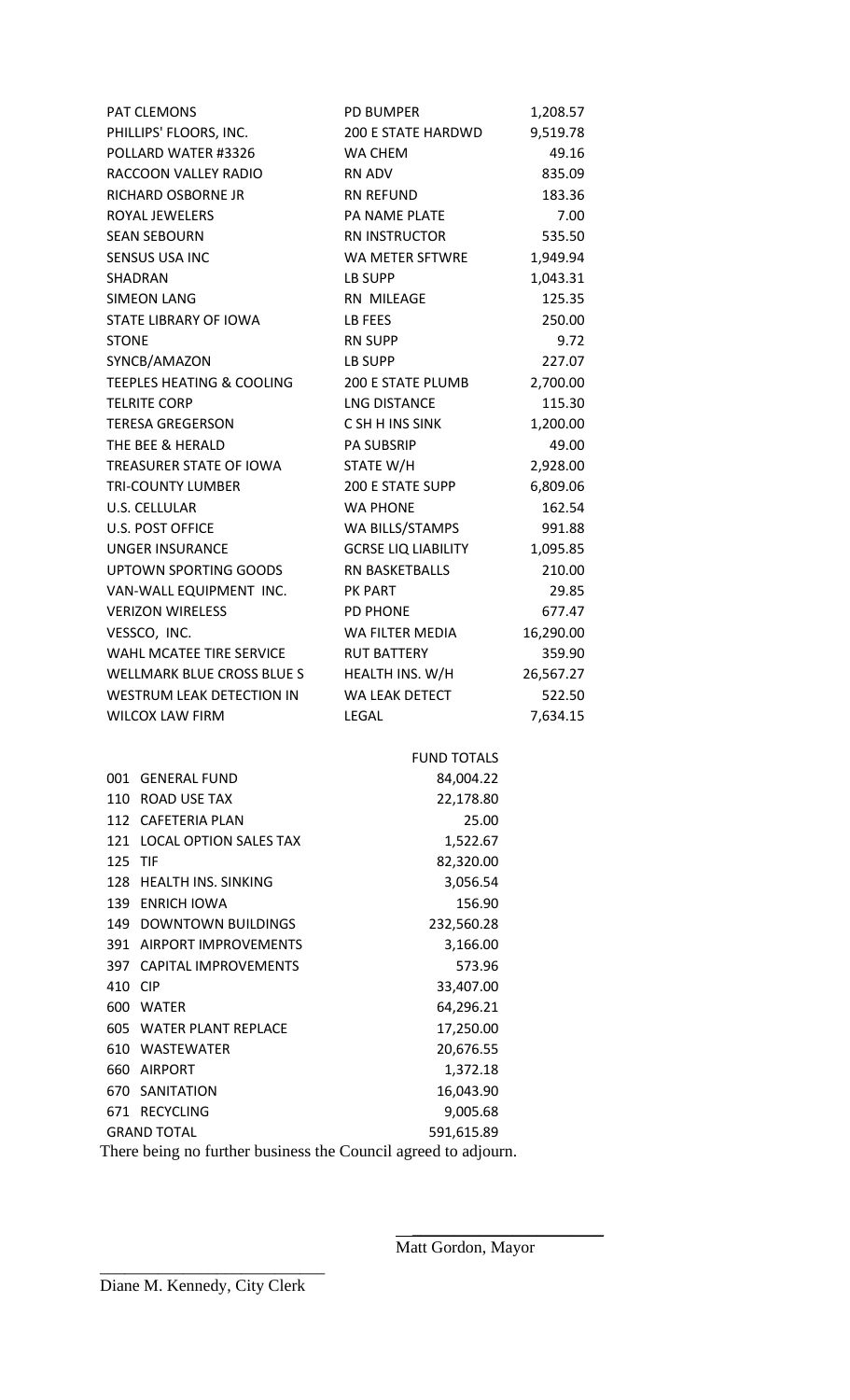| | | |
|---|---|---|
| PAT CLEMONS | PD BUMPER | 1,208.57 |
| PHILLIPS' FLOORS, INC. | 200 E STATE HARDWD | 9,519.78 |
| POLLARD WATER #3326 | WA CHEM | 49.16 |
| RACCOON VALLEY RADIO | RN ADV | 835.09 |
| RICHARD OSBORNE JR | RN REFUND | 183.36 |
| ROYAL JEWELERS | PA NAME PLATE | 7.00 |
| SEAN SEBOURN | RN INSTRUCTOR | 535.50 |
| SENSUS USA INC | WA METER SFTWRE | 1,949.94 |
| SHADRAN | LB SUPP | 1,043.31 |
| SIMEON LANG | RN MILEAGE | 125.35 |
| STATE LIBRARY OF IOWA | LB FEES | 250.00 |
| STONE | RN SUPP | 9.72 |
| SYNCB/AMAZON | LB SUPP | 227.07 |
| TEEPLES HEATING & COOLING | 200 E STATE PLUMB | 2,700.00 |
| TELRITE CORP | LNG DISTANCE | 115.30 |
| TERESA GREGERSON | C SH H INS SINK | 1,200.00 |
| THE BEE & HERALD | PA SUBSRIP | 49.00 |
| TREASURER STATE OF IOWA | STATE W/H | 2,928.00 |
| TRI-COUNTY LUMBER | 200 E STATE SUPP | 6,809.06 |
| U.S. CELLULAR | WA PHONE | 162.54 |
| U.S. POST OFFICE | WA BILLS/STAMPS | 991.88 |
| UNGER INSURANCE | GCRSE LIQ LIABILITY | 1,095.85 |
| UPTOWN SPORTING GOODS | RN BASKETBALLS | 210.00 |
| VAN-WALL EQUIPMENT INC. | PK PART | 29.85 |
| VERIZON WIRELESS | PD PHONE | 677.47 |
| VESSCO, INC. | WA FILTER MEDIA | 16,290.00 |
| WAHL MCATEE TIRE SERVICE | RUT BATTERY | 359.90 |
| WELLMARK BLUE CROSS BLUE S | HEALTH INS. W/H | 26,567.27 |
| WESTRUM LEAK DETECTION IN | WA LEAK DETECT | 522.50 |
| WILCOX LAW FIRM | LEGAL | 7,634.15 |

| | FUND TOTALS |
|---|---|
| 001 GENERAL FUND | 84,004.22 |
| 110 ROAD USE TAX | 22,178.80 |
| 112 CAFETERIA PLAN | 25.00 |
| 121 LOCAL OPTION SALES TAX | 1,522.67 |
| 125 TIF | 82,320.00 |
| 128 HEALTH INS. SINKING | 3,056.54 |
| 139 ENRICH IOWA | 156.90 |
| 149 DOWNTOWN BUILDINGS | 232,560.28 |
| 391 AIRPORT IMPROVEMENTS | 3,166.00 |
| 397 CAPITAL IMPROVEMENTS | 573.96 |
| 410 CIP | 33,407.00 |
| 600 WATER | 64,296.21 |
| 605 WATER PLANT REPLACE | 17,250.00 |
| 610 WASTEWATER | 20,676.55 |
| 660 AIRPORT | 1,372.18 |
| 670 SANITATION | 16,043.90 |
| 671 RECYCLING | 9,005.68 |
| GRAND TOTAL | 591,615.89 |

There being no further business the Council agreed to adjourn.

\_\_\_\_\_\_\_\_\_\_\_\_\_\_\_\_\_\_\_\_\_\_\_\_

Matt Gordon, Mayor

\_\_\_\_\_\_\_\_\_\_\_\_\_\_\_\_\_\_\_\_\_\_\_\_\_\_\_

Diane M. Kennedy, City Clerk